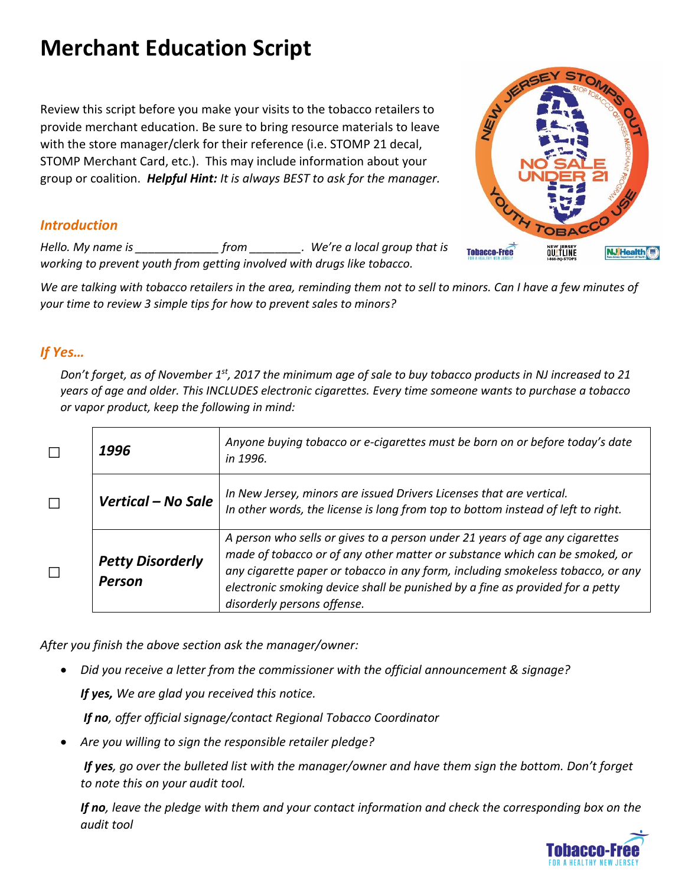# Merchant Education Script

Review this script before you make your visits to the tobacco retailers to provide merchant education. Be sure to bring resource materials to leave with the store manager/clerk for their reference (i.e. STOMP 21 decal, STOMP Merchant Card, etc.). This may include information about your group or coalition. ***Helpful Hint:*** *It is always BEST to ask for the manager.*

## *Introduction*

*Hello. My name is _____________ from ________. We're a local group that is working to prevent youth from getting involved with drugs like tobacco.*

*We are talking with tobacco retailers in the area, reminding them not to sell to minors. Can I have a few minutes of your time to review 3 simple tips for how to prevent sales to minors?*

## *If Yes…*

*Don't forget, as of November 1st, 2017 the minimum age of sale to buy tobacco products in NJ increased to 21 years of age and older. This INCLUDES electronic cigarettes. Every time someone wants to purchase a tobacco or vapor product, keep the following in mind:*

| | | |
|---|---|---|
| ☐ | ***1996*** | *Anyone buying tobacco or e-cigarettes must be born on or before today's date in 1996.* |
| ☐ | ***Vertical – No Sale*** | *In New Jersey, minors are issued Drivers Licenses that are vertical. In other words, the license is long from top to bottom instead of left to right.* |
| ☐ | ***Petty Disorderly Person*** | *A person who sells or gives to a person under 21 years of age any cigarettes made of tobacco or of any other matter or substance which can be smoked, or any cigarette paper or tobacco in any form, including smokeless tobacco, or any electronic smoking device shall be punished by a fine as provided for a petty disorderly persons offense.* |

*After you finish the above section ask the manager/owner:*

- *Did you receive a letter from the commissioner with the official announcement & signage?*

  ***If yes,*** *We are glad you received this notice.*

  ***If no****, offer official signage/contact Regional Tobacco Coordinator*

- *Are you willing to sign the responsible retailer pledge?*

  ***If yes****, go over the bulleted list with the manager/owner and have them sign the bottom. Don't forget to note this on your audit tool.*

  ***If no****, leave the pledge with them and your contact information and check the corresponding box on the audit tool*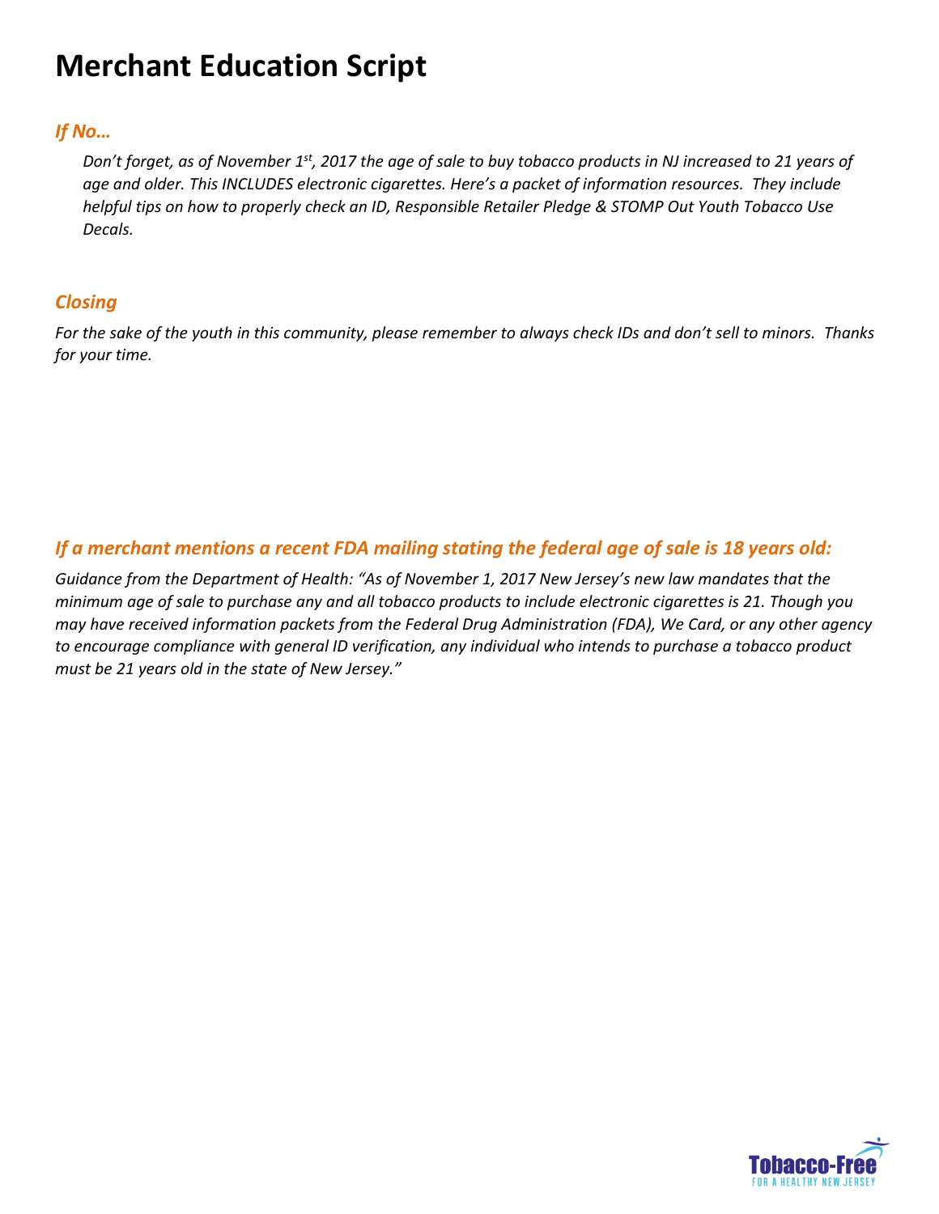# Merchant Education Script

## *If No…*

*Don't forget, as of November 1st, 2017 the age of sale to buy tobacco products in NJ increased to 21 years of age and older. This INCLUDES electronic cigarettes. Here's a packet of information resources. They include helpful tips on how to properly check an ID, Responsible Retailer Pledge & STOMP Out Youth Tobacco Use Decals.*

## *Closing*

*For the sake of the youth in this community, please remember to always check IDs and don't sell to minors. Thanks for your time.*

## *If a merchant mentions a recent FDA mailing stating the federal age of sale is 18 years old:*

*Guidance from the Department of Health: "As of November 1, 2017 New Jersey's new law mandates that the minimum age of sale to purchase any and all tobacco products to include electronic cigarettes is 21. Though you may have received information packets from the Federal Drug Administration (FDA), We Card, or any other agency to encourage compliance with general ID verification, any individual who intends to purchase a tobacco product must be 21 years old in the state of New Jersey."*

Tobacco-Free
FOR A HEALTHY NEW JERSEY